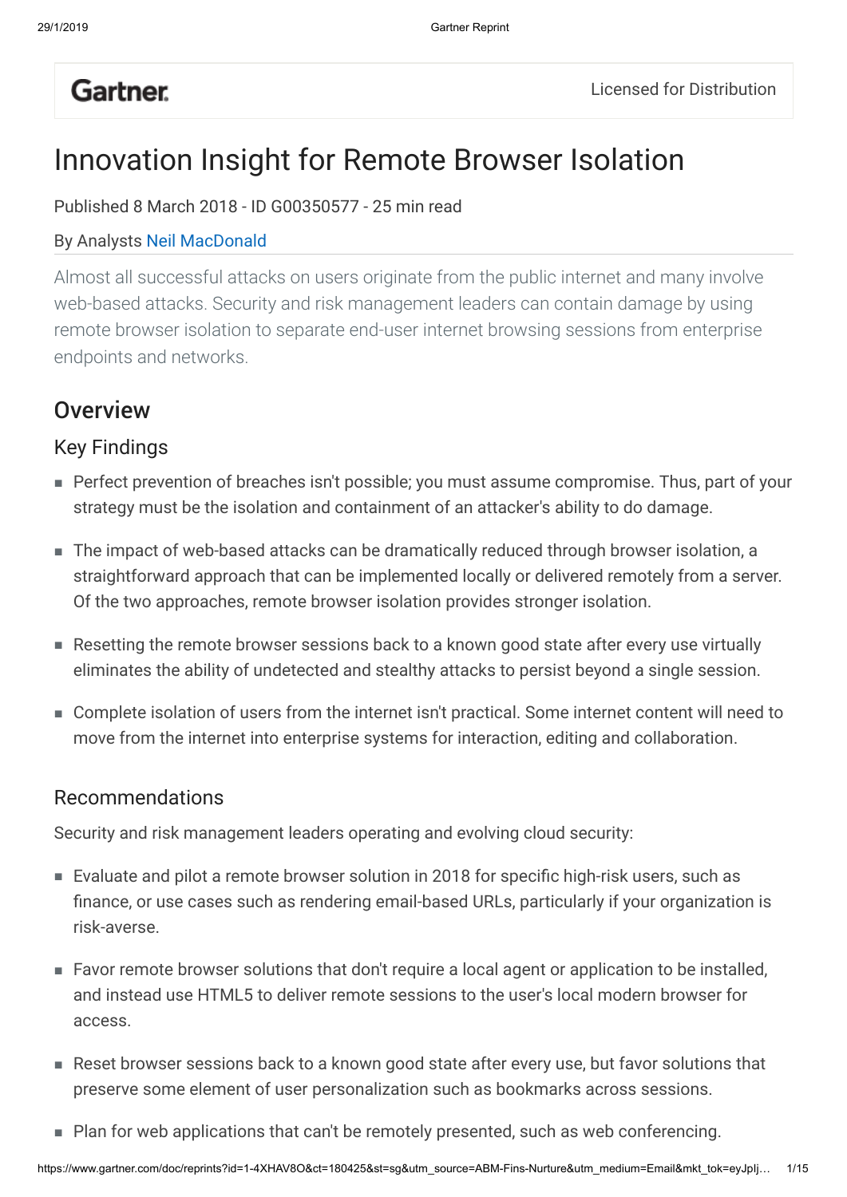Gartner

Licensed for Distribution

# Innovation Insight for Remote Browser Isolation

Published 8 March 2018 - ID G00350577 - 25 min read

By Analysts Neil MacDonald

Almost all successful attacks on users originate from the public internet and many involve web-based attacks. Security and risk management leaders can contain damage by using remote browser isolation to separate end-user internet browsing sessions from enterprise endpoints and networks.

## Overview

### Key Findings

- Perfect prevention of breaches isn't possible; you must assume compromise. Thus, part of your strategy must be the isolation and containment of an attacker's ability to do damage.
- The impact of web-based attacks can be dramatically reduced through browser isolation, a straightforward approach that can be implemented locally or delivered remotely from a server. Of the two approaches, remote browser isolation provides stronger isolation.
- Resetting the remote browser sessions back to a known good state after every use virtually eliminates the ability of undetected and stealthy attacks to persist beyond a single session.
- Complete isolation of users from the internet isn't practical. Some internet content will need to move from the internet into enterprise systems for interaction, editing and collaboration.

### Recommendations

Security and risk management leaders operating and evolving cloud security:

- Evaluate and pilot a remote browser solution in 2018 for specific high-risk users, such as finance, or use cases such as rendering email-based URLs, particularly if your organization is risk-averse.
- Favor remote browser solutions that don't require a local agent or application to be installed, and instead use HTML5 to deliver remote sessions to the user's local modern browser for access.
- Reset browser sessions back to a known good state after every use, but favor solutions that preserve some element of user personalization such as bookmarks across sessions.
- Plan for web applications that can't be remotely presented, such as web conferencing.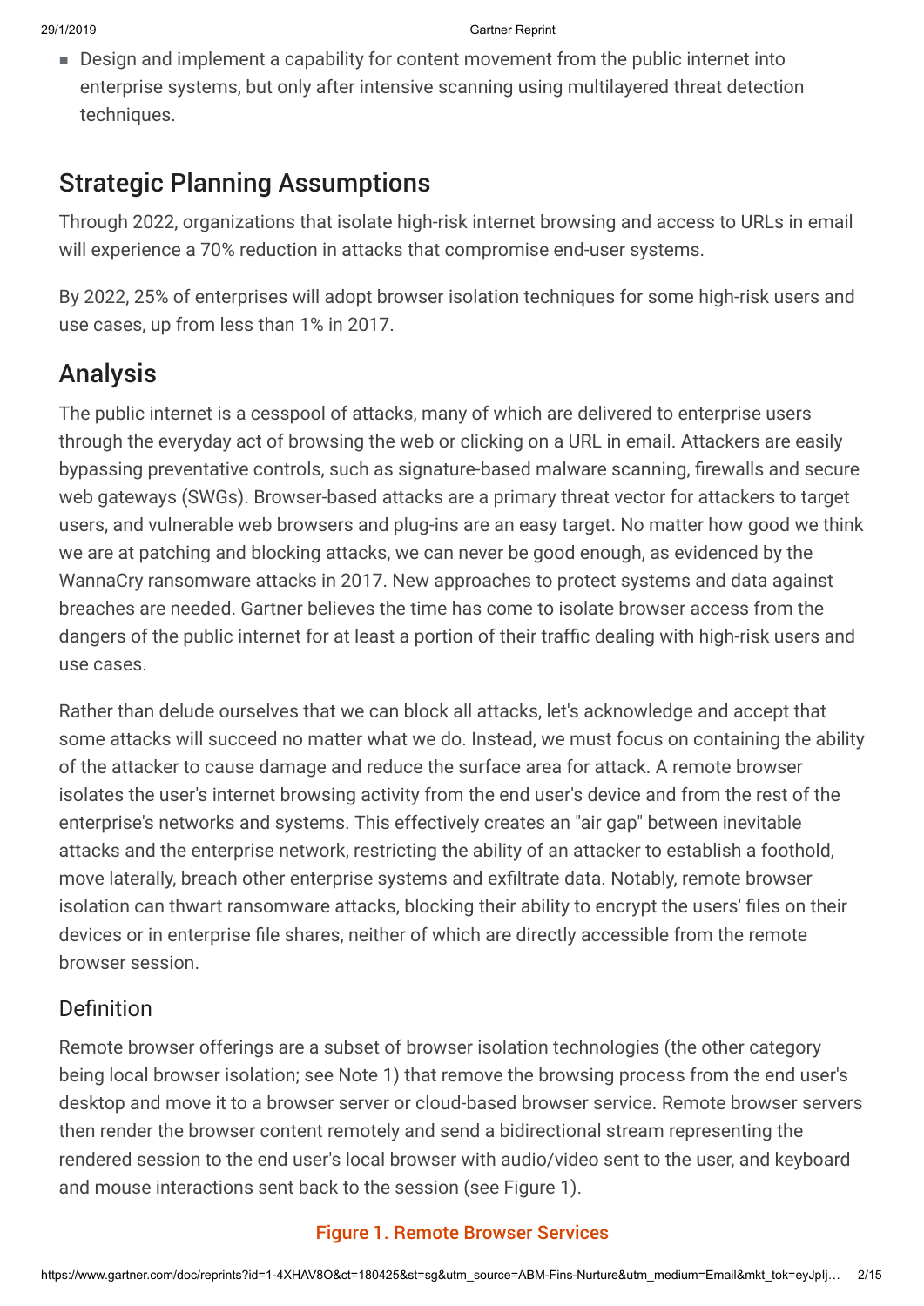- Design and implement a capability for content movement from the public internet into enterprise systems, but only after intensive scanning using multilayered threat detection techniques.

## Strategic Planning Assumptions

Through 2022, organizations that isolate high-risk internet browsing and access to URLs in email will experience a 70% reduction in attacks that compromise end-user systems.

By 2022, 25% of enterprises will adopt browser isolation techniques for some high-risk users and use cases, up from less than 1% in 2017.

## Analysis

The public internet is a cesspool of attacks, many of which are delivered to enterprise users through the everyday act of browsing the web or clicking on a URL in email. Attackers are easily bypassing preventative controls, such as signature-based malware scanning, firewalls and secure web gateways (SWGs). Browser-based attacks are a primary threat vector for attackers to target users, and vulnerable web browsers and plug-ins are an easy target. No matter how good we think we are at patching and blocking attacks, we can never be good enough, as evidenced by the WannaCry ransomware attacks in 2017. New approaches to protect systems and data against breaches are needed. Gartner believes the time has come to isolate browser access from the dangers of the public internet for at least a portion of their traffic dealing with high-risk users and use cases.

Rather than delude ourselves that we can block all attacks, let's acknowledge and accept that some attacks will succeed no matter what we do. Instead, we must focus on containing the ability of the attacker to cause damage and reduce the surface area for attack. A remote browser isolates the user's internet browsing activity from the end user's device and from the rest of the enterprise's networks and systems. This effectively creates an "air gap" between inevitable attacks and the enterprise network, restricting the ability of an attacker to establish a foothold, move laterally, breach other enterprise systems and exfiltrate data. Notably, remote browser isolation can thwart ransomware attacks, blocking their ability to encrypt the users' files on their devices or in enterprise file shares, neither of which are directly accessible from the remote browser session.

### Definition

Remote browser offerings are a subset of browser isolation technologies (the other category being local browser isolation; see Note 1) that remove the browsing process from the end user's desktop and move it to a browser server or cloud-based browser service. Remote browser servers then render the browser content remotely and send a bidirectional stream representing the rendered session to the end user's local browser with audio/video sent to the user, and keyboard and mouse interactions sent back to the session (see Figure 1).

Figure 1. Remote Browser Services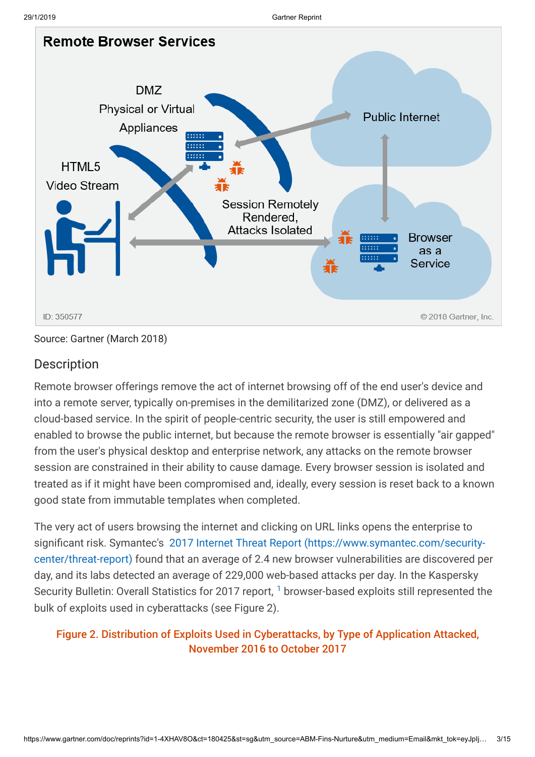**Remote Browser Services**

DMZ
Physical or Virtual
Appliances

HTML5
Video Stream

Public Internet

Session Remotely Rendered, Attacks Isolated

Browser as a Service

ID: 350577

© 2018 Gartner, Inc.

Source: Gartner (March 2018)

## Description

Remote browser offerings remove the act of internet browsing off of the end user's device and into a remote server, typically on-premises in the demilitarized zone (DMZ), or delivered as a cloud-based service. In the spirit of people-centric security, the user is still empowered and enabled to browse the public internet, but because the remote browser is essentially "air gapped" from the user's physical desktop and enterprise network, any attacks on the remote browser session are constrained in their ability to cause damage. Every browser session is isolated and treated as if it might have been compromised and, ideally, every session is reset back to a known good state from immutable templates when completed.

The very act of users browsing the internet and clicking on URL links opens the enterprise to significant risk. Symantec's 2017 Internet Threat Report (https://www.symantec.com/security-center/threat-report) found that an average of 2.4 new browser vulnerabilities are discovered per day, and its labs detected an average of 229,000 web-based attacks per day. In the Kaspersky Security Bulletin: Overall Statistics for 2017 report, [1] browser-based exploits still represented the bulk of exploits used in cyberattacks (see Figure 2).

**Figure 2. Distribution of Exploits Used in Cyberattacks, by Type of Application Attacked, November 2016 to October 2017**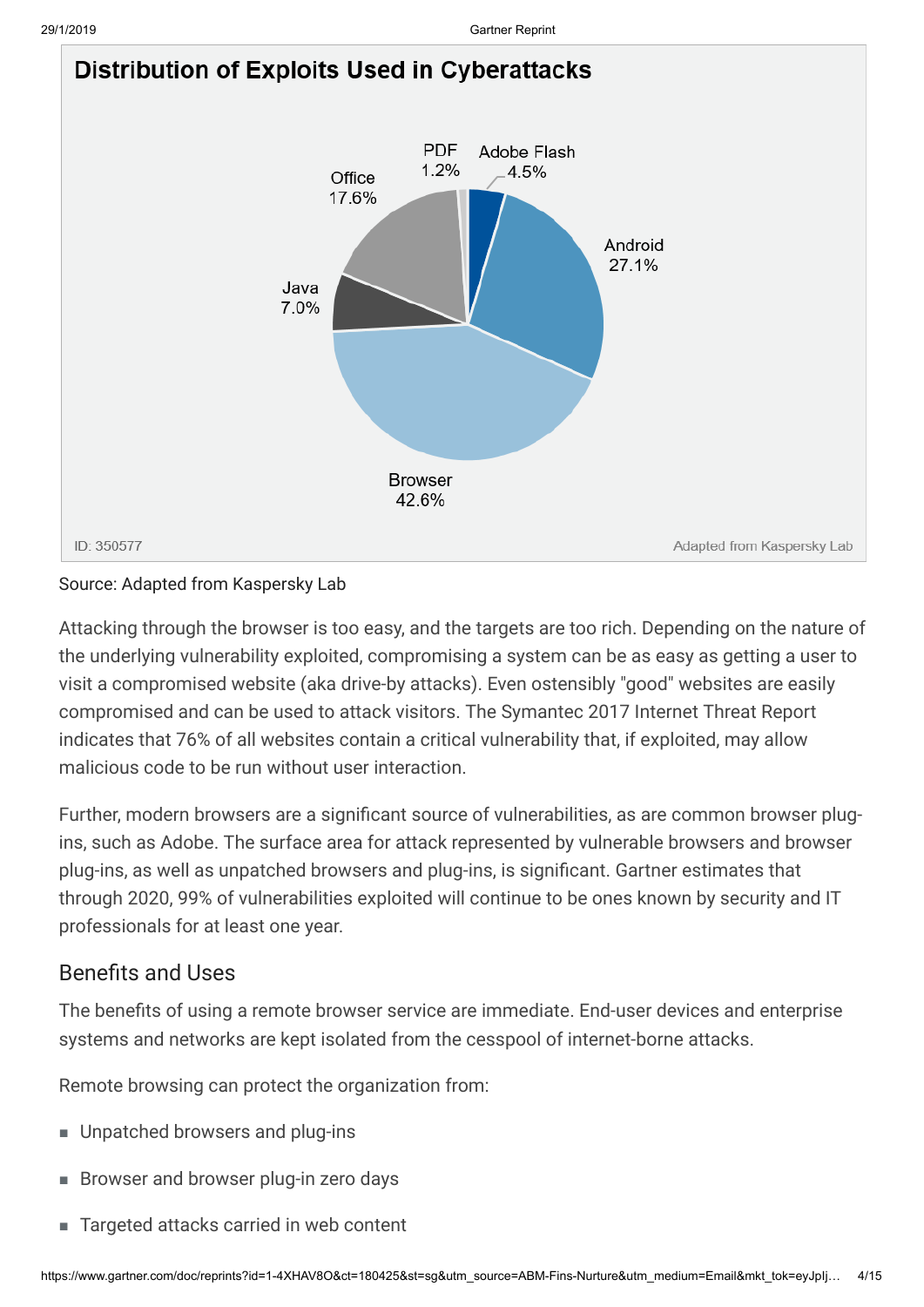**Distribution of Exploits Used in Cyberattacks**

| Category | Share |
| --- | --- |
| Browser | 42.6% |
| Android | 27.1% |
| Office | 17.6% |
| Java | 7.0% |
| Adobe Flash | 4.5% |
| PDF | 1.2% |

ID: 350577

Adapted from Kaspersky Lab

Source: Adapted from Kaspersky Lab

Attacking through the browser is too easy, and the targets are too rich. Depending on the nature of the underlying vulnerability exploited, compromising a system can be as easy as getting a user to visit a compromised website (aka drive-by attacks). Even ostensibly "good" websites are easily compromised and can be used to attack visitors. The Symantec 2017 Internet Threat Report indicates that 76% of all websites contain a critical vulnerability that, if exploited, may allow malicious code to be run without user interaction.

Further, modern browsers are a significant source of vulnerabilities, as are common browser plug-ins, such as Adobe. The surface area for attack represented by vulnerable browsers and browser plug-ins, as well as unpatched browsers and plug-ins, is significant. Gartner estimates that through 2020, 99% of vulnerabilities exploited will continue to be ones known by security and IT professionals for at least one year.

## Benefits and Uses

The benefits of using a remote browser service are immediate. End-user devices and enterprise systems and networks are kept isolated from the cesspool of internet-borne attacks.

Remote browsing can protect the organization from:

- Unpatched browsers and plug-ins
- Browser and browser plug-in zero days
- Targeted attacks carried in web content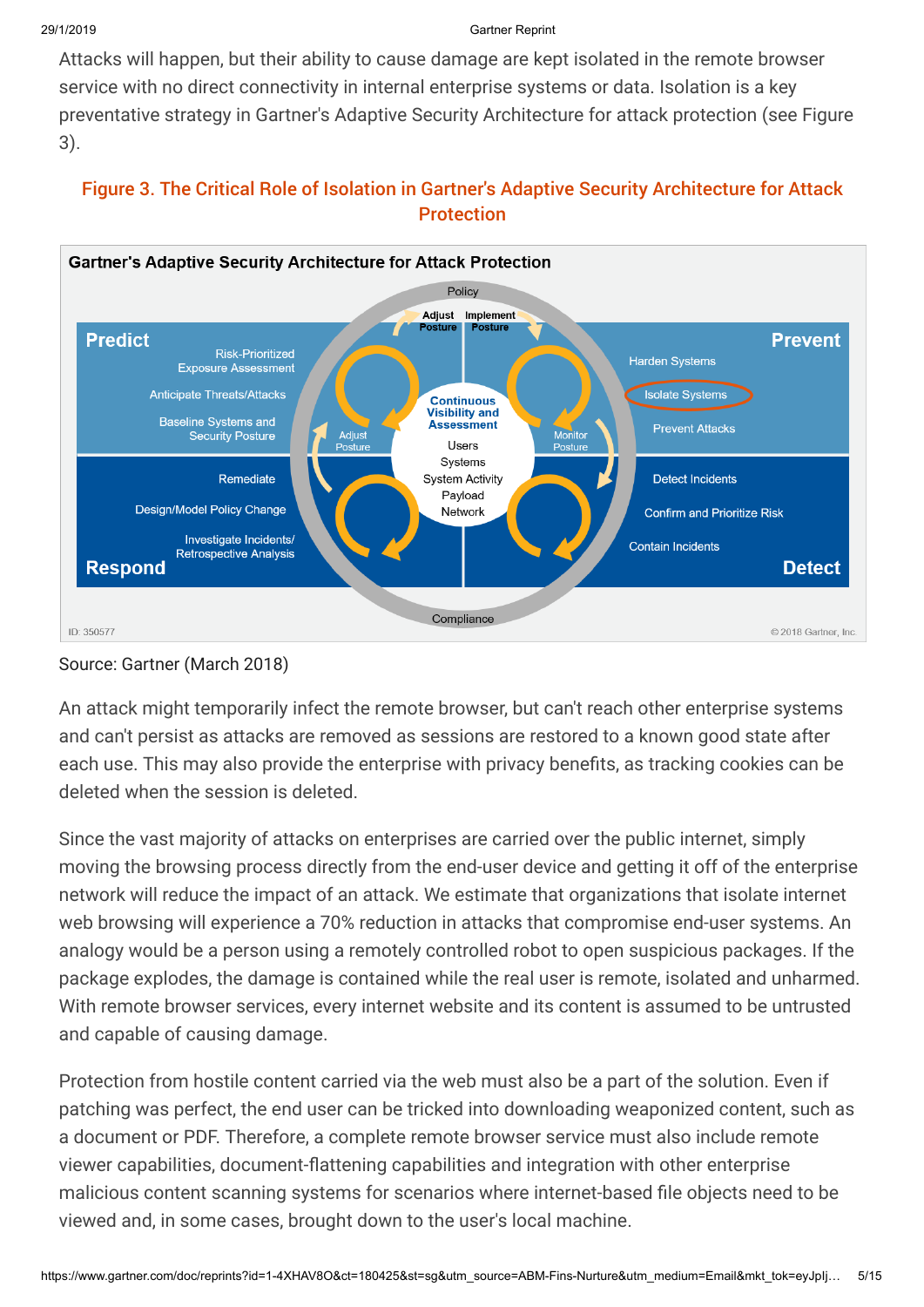Attacks will happen, but their ability to cause damage are kept isolated in the remote browser service with no direct connectivity in internal enterprise systems or data. Isolation is a key preventative strategy in Gartner's Adaptive Security Architecture for attack protection (see Figure 3).

### Figure 3. The Critical Role of Isolation in Gartner's Adaptive Security Architecture for Attack Protection

Source: Gartner (March 2018)

An attack might temporarily infect the remote browser, but can't reach other enterprise systems and can't persist as attacks are removed as sessions are restored to a known good state after each use. This may also provide the enterprise with privacy benefits, as tracking cookies can be deleted when the session is deleted.

Since the vast majority of attacks on enterprises are carried over the public internet, simply moving the browsing process directly from the end-user device and getting it off of the enterprise network will reduce the impact of an attack. We estimate that organizations that isolate internet web browsing will experience a 70% reduction in attacks that compromise end-user systems. An analogy would be a person using a remotely controlled robot to open suspicious packages. If the package explodes, the damage is contained while the real user is remote, isolated and unharmed. With remote browser services, every internet website and its content is assumed to be untrusted and capable of causing damage.

Protection from hostile content carried via the web must also be a part of the solution. Even if patching was perfect, the end user can be tricked into downloading weaponized content, such as a document or PDF. Therefore, a complete remote browser service must also include remote viewer capabilities, document-flattening capabilities and integration with other enterprise malicious content scanning systems for scenarios where internet-based file objects need to be viewed and, in some cases, brought down to the user's local machine.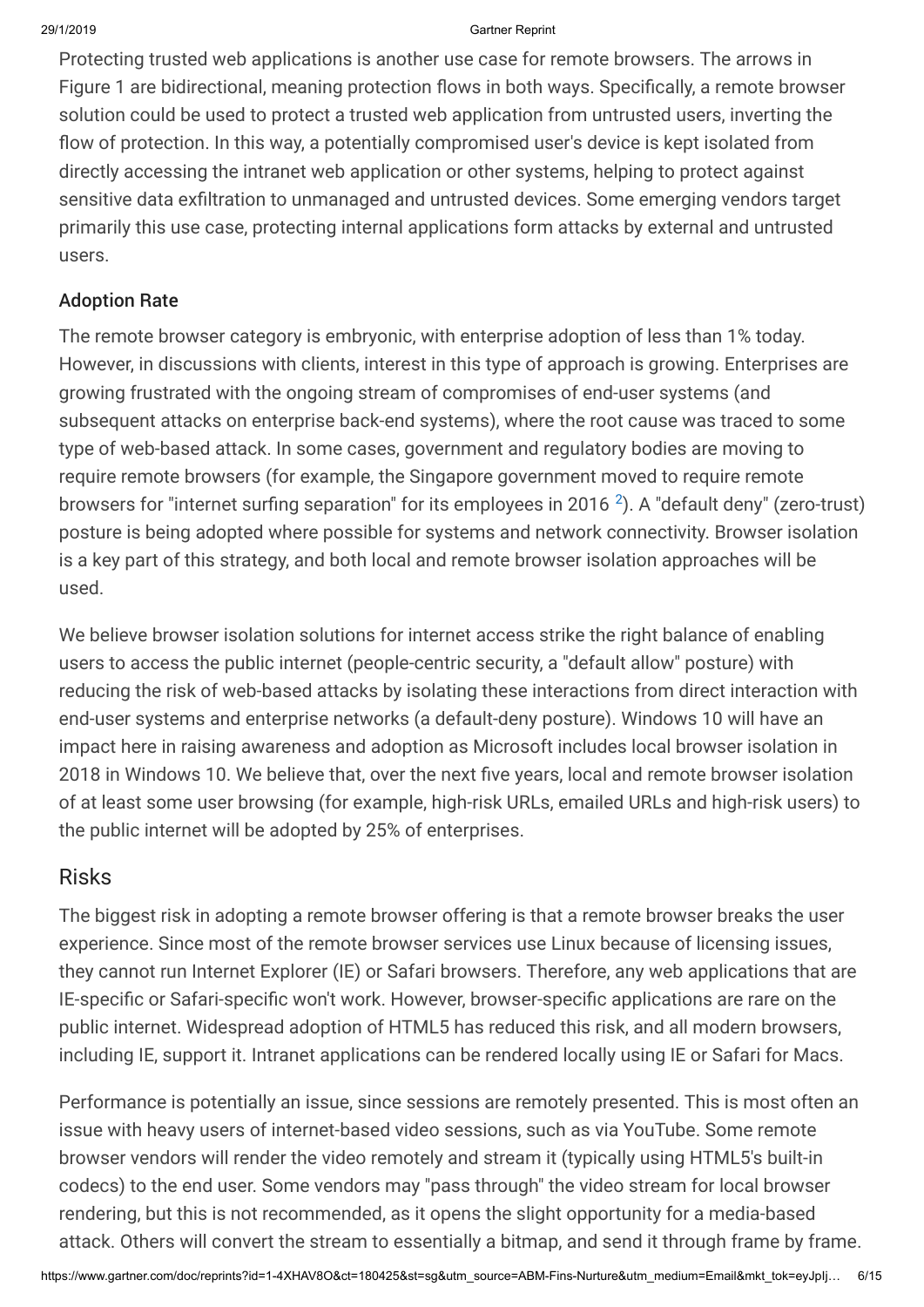Protecting trusted web applications is another use case for remote browsers. The arrows in Figure 1 are bidirectional, meaning protection flows in both ways. Specifically, a remote browser solution could be used to protect a trusted web application from untrusted users, inverting the flow of protection. In this way, a potentially compromised user's device is kept isolated from directly accessing the intranet web application or other systems, helping to protect against sensitive data exfiltration to unmanaged and untrusted devices. Some emerging vendors target primarily this use case, protecting internal applications form attacks by external and untrusted users.

### Adoption Rate

The remote browser category is embryonic, with enterprise adoption of less than 1% today. However, in discussions with clients, interest in this type of approach is growing. Enterprises are growing frustrated with the ongoing stream of compromises of end-user systems (and subsequent attacks on enterprise back-end systems), where the root cause was traced to some type of web-based attack. In some cases, government and regulatory bodies are moving to require remote browsers (for example, the Singapore government moved to require remote browsers for "internet surfing separation" for its employees in 2016 [2]). A "default deny" (zero-trust) posture is being adopted where possible for systems and network connectivity. Browser isolation is a key part of this strategy, and both local and remote browser isolation approaches will be used.

We believe browser isolation solutions for internet access strike the right balance of enabling users to access the public internet (people-centric security, a "default allow" posture) with reducing the risk of web-based attacks by isolating these interactions from direct interaction with end-user systems and enterprise networks (a default-deny posture). Windows 10 will have an impact here in raising awareness and adoption as Microsoft includes local browser isolation in 2018 in Windows 10. We believe that, over the next five years, local and remote browser isolation of at least some user browsing (for example, high-risk URLs, emailed URLs and high-risk users) to the public internet will be adopted by 25% of enterprises.

## Risks

The biggest risk in adopting a remote browser offering is that a remote browser breaks the user experience. Since most of the remote browser services use Linux because of licensing issues, they cannot run Internet Explorer (IE) or Safari browsers. Therefore, any web applications that are IE-specific or Safari-specific won't work. However, browser-specific applications are rare on the public internet. Widespread adoption of HTML5 has reduced this risk, and all modern browsers, including IE, support it. Intranet applications can be rendered locally using IE or Safari for Macs.

Performance is potentially an issue, since sessions are remotely presented. This is most often an issue with heavy users of internet-based video sessions, such as via YouTube. Some remote browser vendors will render the video remotely and stream it (typically using HTML5's built-in codecs) to the end user. Some vendors may "pass through" the video stream for local browser rendering, but this is not recommended, as it opens the slight opportunity for a media-based attack. Others will convert the stream to essentially a bitmap, and send it through frame by frame.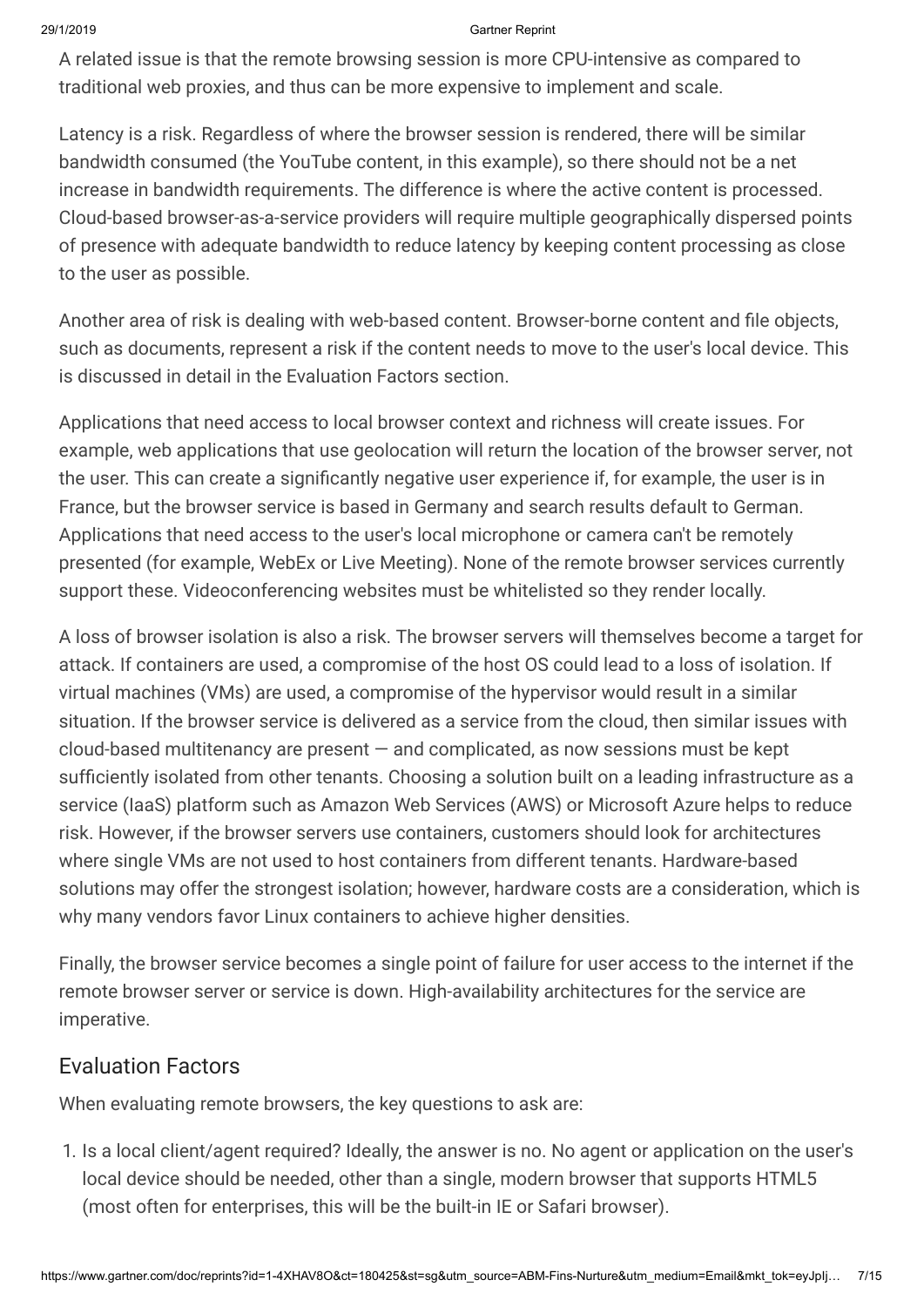A related issue is that the remote browsing session is more CPU-intensive as compared to traditional web proxies, and thus can be more expensive to implement and scale.

Latency is a risk. Regardless of where the browser session is rendered, there will be similar bandwidth consumed (the YouTube content, in this example), so there should not be a net increase in bandwidth requirements. The difference is where the active content is processed. Cloud-based browser-as-a-service providers will require multiple geographically dispersed points of presence with adequate bandwidth to reduce latency by keeping content processing as close to the user as possible.

Another area of risk is dealing with web-based content. Browser-borne content and file objects, such as documents, represent a risk if the content needs to move to the user's local device. This is discussed in detail in the Evaluation Factors section.

Applications that need access to local browser context and richness will create issues. For example, web applications that use geolocation will return the location of the browser server, not the user. This can create a significantly negative user experience if, for example, the user is in France, but the browser service is based in Germany and search results default to German. Applications that need access to the user's local microphone or camera can't be remotely presented (for example, WebEx or Live Meeting). None of the remote browser services currently support these. Videoconferencing websites must be whitelisted so they render locally.

A loss of browser isolation is also a risk. The browser servers will themselves become a target for attack. If containers are used, a compromise of the host OS could lead to a loss of isolation. If virtual machines (VMs) are used, a compromise of the hypervisor would result in a similar situation. If the browser service is delivered as a service from the cloud, then similar issues with cloud-based multitenancy are present — and complicated, as now sessions must be kept sufficiently isolated from other tenants. Choosing a solution built on a leading infrastructure as a service (IaaS) platform such as Amazon Web Services (AWS) or Microsoft Azure helps to reduce risk. However, if the browser servers use containers, customers should look for architectures where single VMs are not used to host containers from different tenants. Hardware-based solutions may offer the strongest isolation; however, hardware costs are a consideration, which is why many vendors favor Linux containers to achieve higher densities.

Finally, the browser service becomes a single point of failure for user access to the internet if the remote browser server or service is down. High-availability architectures for the service are imperative.

## Evaluation Factors

When evaluating remote browsers, the key questions to ask are:

1. Is a local client/agent required? Ideally, the answer is no. No agent or application on the user's local device should be needed, other than a single, modern browser that supports HTML5 (most often for enterprises, this will be the built-in IE or Safari browser).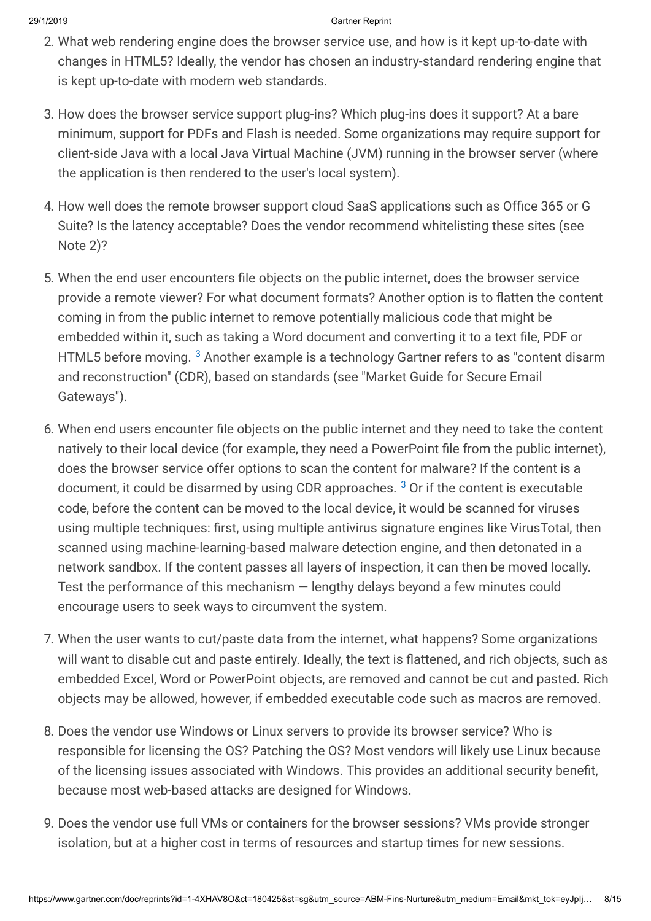2. What web rendering engine does the browser service use, and how is it kept up-to-date with changes in HTML5? Ideally, the vendor has chosen an industry-standard rendering engine that is kept up-to-date with modern web standards.

3. How does the browser service support plug-ins? Which plug-ins does it support? At a bare minimum, support for PDFs and Flash is needed. Some organizations may require support for client-side Java with a local Java Virtual Machine (JVM) running in the browser server (where the application is then rendered to the user's local system).

4. How well does the remote browser support cloud SaaS applications such as Office 365 or G Suite? Is the latency acceptable? Does the vendor recommend whitelisting these sites (see Note 2)?

5. When the end user encounters file objects on the public internet, does the browser service provide a remote viewer? For what document formats? Another option is to flatten the content coming in from the public internet to remove potentially malicious code that might be embedded within it, such as taking a Word document and converting it to a text file, PDF or HTML5 before moving. [3] Another example is a technology Gartner refers to as "content disarm and reconstruction" (CDR), based on standards (see "Market Guide for Secure Email Gateways").

6. When end users encounter file objects on the public internet and they need to take the content natively to their local device (for example, they need a PowerPoint file from the public internet), does the browser service offer options to scan the content for malware? If the content is a document, it could be disarmed by using CDR approaches. [3] Or if the content is executable code, before the content can be moved to the local device, it would be scanned for viruses using multiple techniques: first, using multiple antivirus signature engines like VirusTotal, then scanned using machine-learning-based malware detection engine, and then detonated in a network sandbox. If the content passes all layers of inspection, it can then be moved locally. Test the performance of this mechanism — lengthy delays beyond a few minutes could encourage users to seek ways to circumvent the system.

7. When the user wants to cut/paste data from the internet, what happens? Some organizations will want to disable cut and paste entirely. Ideally, the text is flattened, and rich objects, such as embedded Excel, Word or PowerPoint objects, are removed and cannot be cut and pasted. Rich objects may be allowed, however, if embedded executable code such as macros are removed.

8. Does the vendor use Windows or Linux servers to provide its browser service? Who is responsible for licensing the OS? Patching the OS? Most vendors will likely use Linux because of the licensing issues associated with Windows. This provides an additional security benefit, because most web-based attacks are designed for Windows.

9. Does the vendor use full VMs or containers for the browser sessions? VMs provide stronger isolation, but at a higher cost in terms of resources and startup times for new sessions.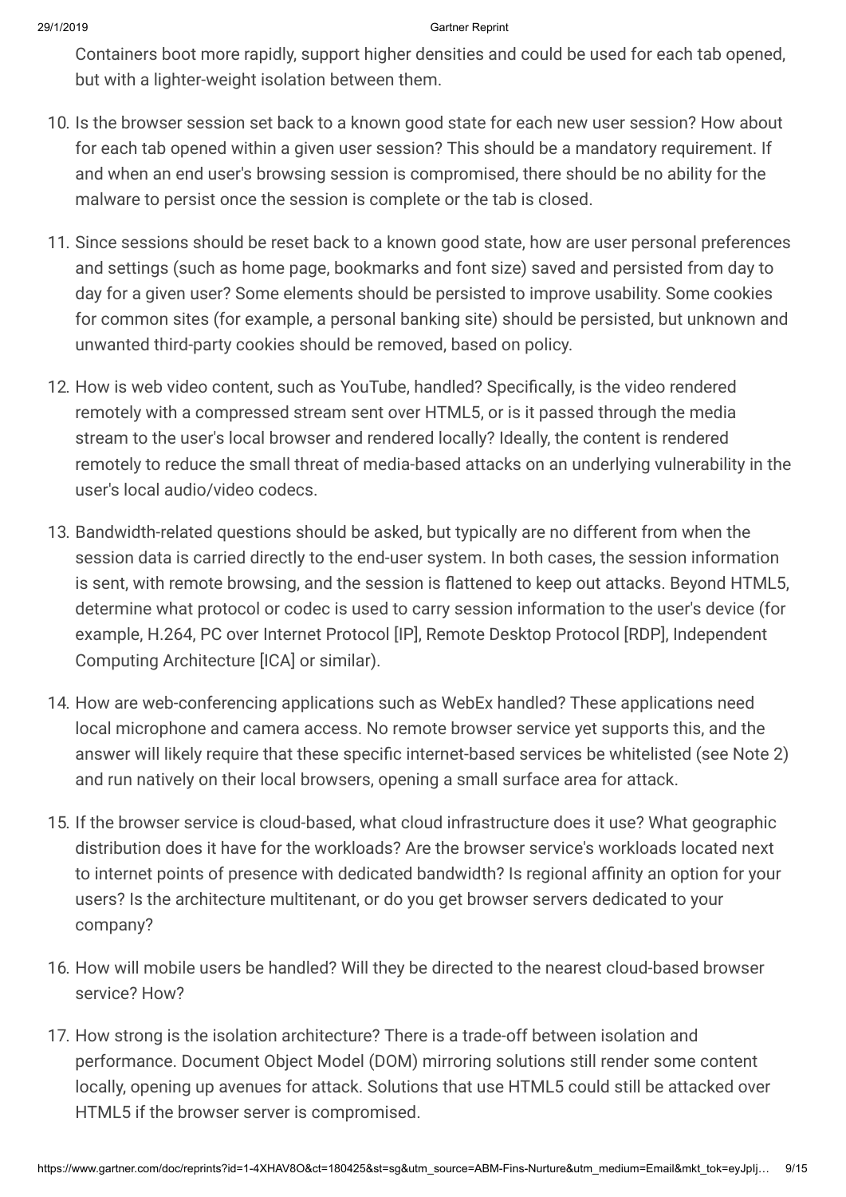Containers boot more rapidly, support higher densities and could be used for each tab opened, but with a lighter-weight isolation between them.

10. Is the browser session set back to a known good state for each new user session? How about for each tab opened within a given user session? This should be a mandatory requirement. If and when an end user's browsing session is compromised, there should be no ability for the malware to persist once the session is complete or the tab is closed.

11. Since sessions should be reset back to a known good state, how are user personal preferences and settings (such as home page, bookmarks and font size) saved and persisted from day to day for a given user? Some elements should be persisted to improve usability. Some cookies for common sites (for example, a personal banking site) should be persisted, but unknown and unwanted third-party cookies should be removed, based on policy.

12. How is web video content, such as YouTube, handled? Specifically, is the video rendered remotely with a compressed stream sent over HTML5, or is it passed through the media stream to the user's local browser and rendered locally? Ideally, the content is rendered remotely to reduce the small threat of media-based attacks on an underlying vulnerability in the user's local audio/video codecs.

13. Bandwidth-related questions should be asked, but typically are no different from when the session data is carried directly to the end-user system. In both cases, the session information is sent, with remote browsing, and the session is flattened to keep out attacks. Beyond HTML5, determine what protocol or codec is used to carry session information to the user's device (for example, H.264, PC over Internet Protocol [IP], Remote Desktop Protocol [RDP], Independent Computing Architecture [ICA] or similar).

14. How are web-conferencing applications such as WebEx handled? These applications need local microphone and camera access. No remote browser service yet supports this, and the answer will likely require that these specific internet-based services be whitelisted (see Note 2) and run natively on their local browsers, opening a small surface area for attack.

15. If the browser service is cloud-based, what cloud infrastructure does it use? What geographic distribution does it have for the workloads? Are the browser service's workloads located next to internet points of presence with dedicated bandwidth? Is regional affinity an option for your users? Is the architecture multitenant, or do you get browser servers dedicated to your company?

16. How will mobile users be handled? Will they be directed to the nearest cloud-based browser service? How?

17. How strong is the isolation architecture? There is a trade-off between isolation and performance. Document Object Model (DOM) mirroring solutions still render some content locally, opening up avenues for attack. Solutions that use HTML5 could still be attacked over HTML5 if the browser server is compromised.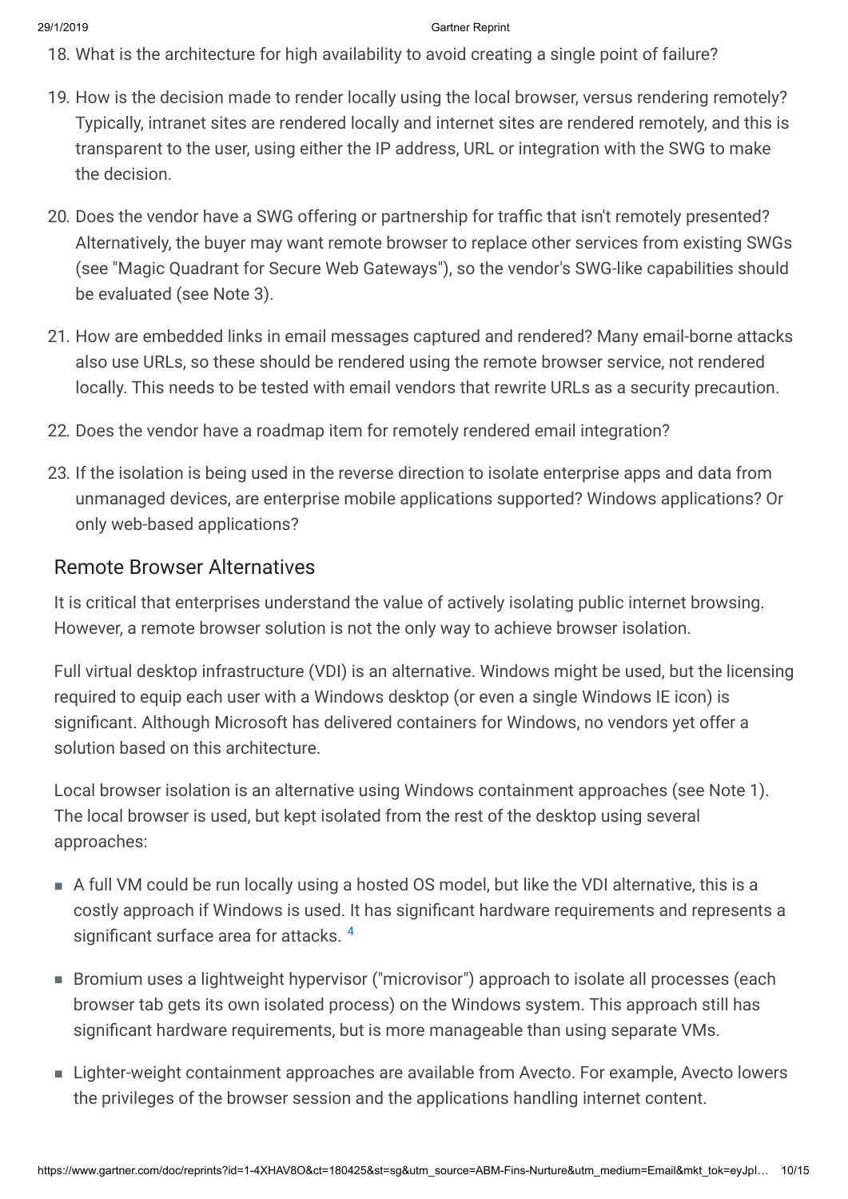18. What is the architecture for high availability to avoid creating a single point of failure?
19. How is the decision made to render locally using the local browser, versus rendering remotely? Typically, intranet sites are rendered locally and internet sites are rendered remotely, and this is transparent to the user, using either the IP address, URL or integration with the SWG to make the decision.
20. Does the vendor have a SWG offering or partnership for traffic that isn't remotely presented? Alternatively, the buyer may want remote browser to replace other services from existing SWGs (see "Magic Quadrant for Secure Web Gateways"), so the vendor's SWG-like capabilities should be evaluated (see Note 3).
21. How are embedded links in email messages captured and rendered? Many email-borne attacks also use URLs, so these should be rendered using the remote browser service, not rendered locally. This needs to be tested with email vendors that rewrite URLs as a security precaution.
22. Does the vendor have a roadmap item for remotely rendered email integration?
23. If the isolation is being used in the reverse direction to isolate enterprise apps and data from unmanaged devices, are enterprise mobile applications supported? Windows applications? Or only web-based applications?

## Remote Browser Alternatives

It is critical that enterprises understand the value of actively isolating public internet browsing. However, a remote browser solution is not the only way to achieve browser isolation.

Full virtual desktop infrastructure (VDI) is an alternative. Windows might be used, but the licensing required to equip each user with a Windows desktop (or even a single Windows IE icon) is significant. Although Microsoft has delivered containers for Windows, no vendors yet offer a solution based on this architecture.

Local browser isolation is an alternative using Windows containment approaches (see Note 1). The local browser is used, but kept isolated from the rest of the desktop using several approaches:

- A full VM could be run locally using a hosted OS model, but like the VDI alternative, this is a costly approach if Windows is used. It has significant hardware requirements and represents a significant surface area for attacks. [4]
- Bromium uses a lightweight hypervisor ("microvisor") approach to isolate all processes (each browser tab gets its own isolated process) on the Windows system. This approach still has significant hardware requirements, but is more manageable than using separate VMs.
- Lighter-weight containment approaches are available from Avecto. For example, Avecto lowers the privileges of the browser session and the applications handling internet content.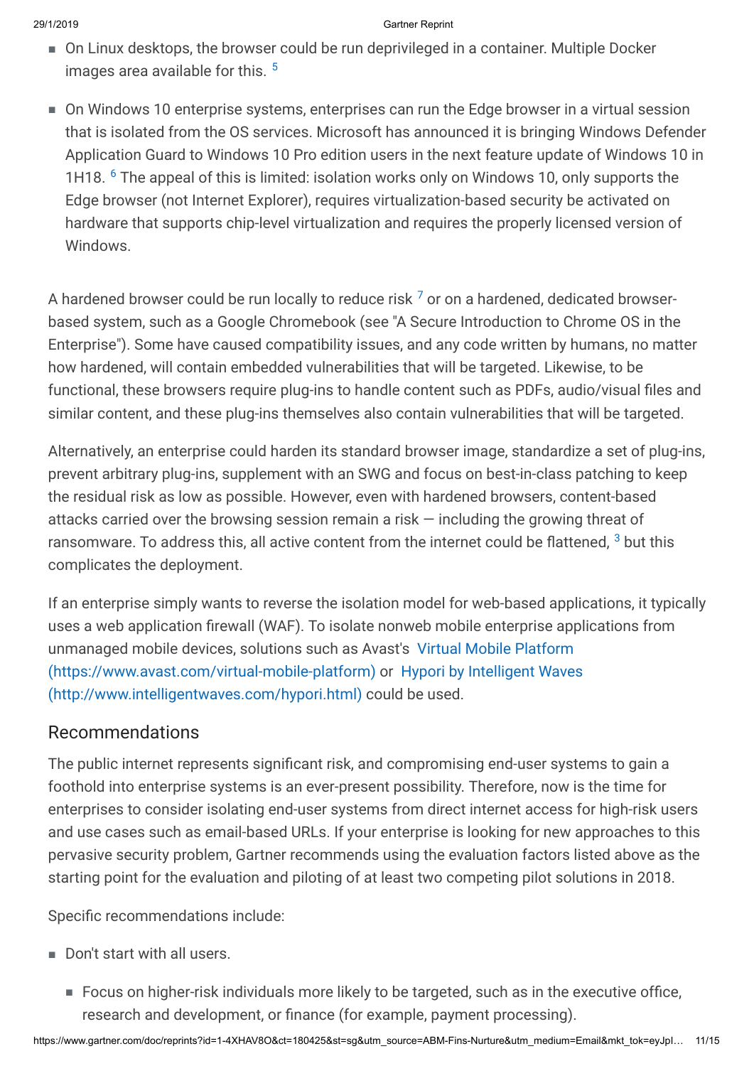- On Linux desktops, the browser could be run deprivileged in a container. Multiple Docker images area available for this. [5]
- On Windows 10 enterprise systems, enterprises can run the Edge browser in a virtual session that is isolated from the OS services. Microsoft has announced it is bringing Windows Defender Application Guard to Windows 10 Pro edition users in the next feature update of Windows 10 in 1H18. [6] The appeal of this is limited: isolation works only on Windows 10, only supports the Edge browser (not Internet Explorer), requires virtualization-based security be activated on hardware that supports chip-level virtualization and requires the properly licensed version of Windows.

A hardened browser could be run locally to reduce risk [7] or on a hardened, dedicated browser-based system, such as a Google Chromebook (see "A Secure Introduction to Chrome OS in the Enterprise"). Some have caused compatibility issues, and any code written by humans, no matter how hardened, will contain embedded vulnerabilities that will be targeted. Likewise, to be functional, these browsers require plug-ins to handle content such as PDFs, audio/visual files and similar content, and these plug-ins themselves also contain vulnerabilities that will be targeted.

Alternatively, an enterprise could harden its standard browser image, standardize a set of plug-ins, prevent arbitrary plug-ins, supplement with an SWG and focus on best-in-class patching to keep the residual risk as low as possible. However, even with hardened browsers, content-based attacks carried over the browsing session remain a risk — including the growing threat of ransomware. To address this, all active content from the internet could be flattened, [3] but this complicates the deployment.

If an enterprise simply wants to reverse the isolation model for web-based applications, it typically uses a web application firewall (WAF). To isolate nonweb mobile enterprise applications from unmanaged mobile devices, solutions such as Avast's [Virtual Mobile Platform (https://www.avast.com/virtual-mobile-platform)](https://www.avast.com/virtual-mobile-platform) or [Hypori by Intelligent Waves (http://www.intelligentwaves.com/hypori.html)](http://www.intelligentwaves.com/hypori.html) could be used.

## Recommendations

The public internet represents significant risk, and compromising end-user systems to gain a foothold into enterprise systems is an ever-present possibility. Therefore, now is the time for enterprises to consider isolating end-user systems from direct internet access for high-risk users and use cases such as email-based URLs. If your enterprise is looking for new approaches to this pervasive security problem, Gartner recommends using the evaluation factors listed above as the starting point for the evaluation and piloting of at least two competing pilot solutions in 2018.

Specific recommendations include:

- Don't start with all users.
  - Focus on higher-risk individuals more likely to be targeted, such as in the executive office, research and development, or finance (for example, payment processing).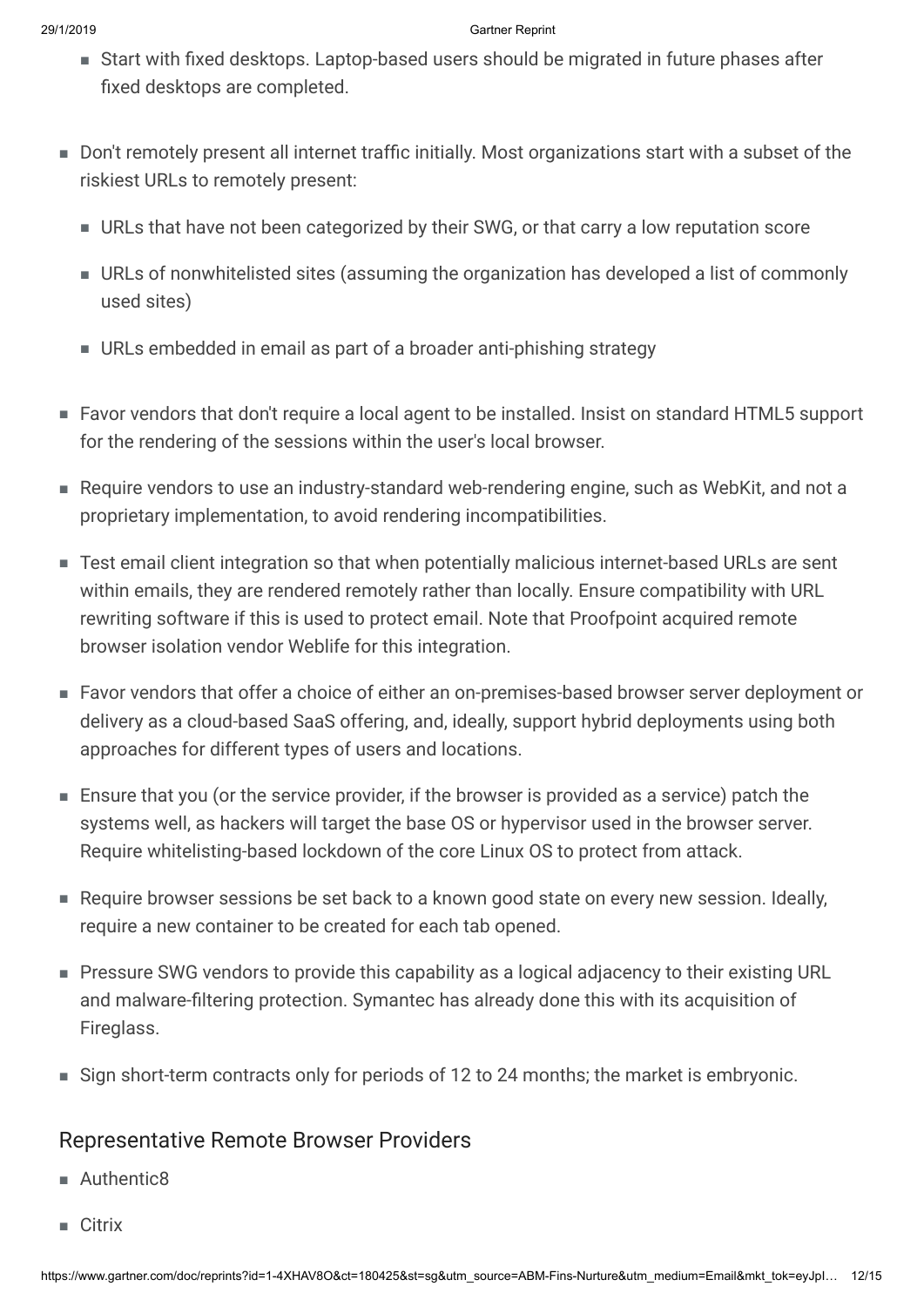- Start with fixed desktops. Laptop-based users should be migrated in future phases after fixed desktops are completed.

- Don't remotely present all internet traffic initially. Most organizations start with a subset of the riskiest URLs to remotely present:
  - URLs that have not been categorized by their SWG, or that carry a low reputation score
  - URLs of nonwhitelisted sites (assuming the organization has developed a list of commonly used sites)
  - URLs embedded in email as part of a broader anti-phishing strategy

- Favor vendors that don't require a local agent to be installed. Insist on standard HTML5 support for the rendering of the sessions within the user's local browser.

- Require vendors to use an industry-standard web-rendering engine, such as WebKit, and not a proprietary implementation, to avoid rendering incompatibilities.

- Test email client integration so that when potentially malicious internet-based URLs are sent within emails, they are rendered remotely rather than locally. Ensure compatibility with URL rewriting software if this is used to protect email. Note that Proofpoint acquired remote browser isolation vendor Weblife for this integration.

- Favor vendors that offer a choice of either an on-premises-based browser server deployment or delivery as a cloud-based SaaS offering, and, ideally, support hybrid deployments using both approaches for different types of users and locations.

- Ensure that you (or the service provider, if the browser is provided as a service) patch the systems well, as hackers will target the base OS or hypervisor used in the browser server. Require whitelisting-based lockdown of the core Linux OS to protect from attack.

- Require browser sessions be set back to a known good state on every new session. Ideally, require a new container to be created for each tab opened.

- Pressure SWG vendors to provide this capability as a logical adjacency to their existing URL and malware-filtering protection. Symantec has already done this with its acquisition of Fireglass.

- Sign short-term contracts only for periods of 12 to 24 months; the market is embryonic.

## Representative Remote Browser Providers

- Authentic8
- Citrix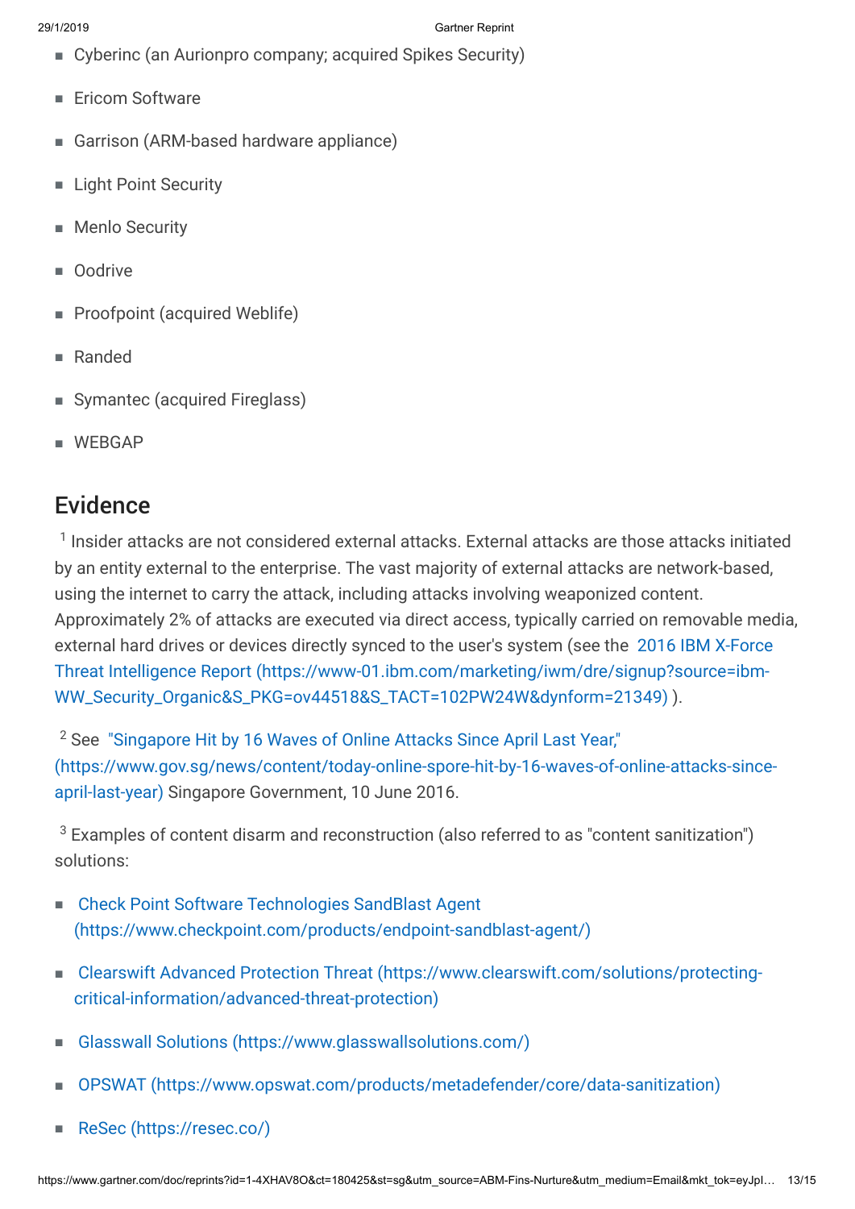- Cyberinc (an Aurionpro company; acquired Spikes Security)
- Ericom Software
- Garrison (ARM-based hardware appliance)
- Light Point Security
- Menlo Security
- Oodrive
- Proofpoint (acquired Weblife)
- Randed
- Symantec (acquired Fireglass)
- WEBGAP

## Evidence

[1] Insider attacks are not considered external attacks. External attacks are those attacks initiated by an entity external to the enterprise. The vast majority of external attacks are network-based, using the internet to carry the attack, including attacks involving weaponized content. Approximately 2% of attacks are executed via direct access, typically carried on removable media, external hard drives or devices directly synced to the user's system (see the 2016 IBM X-Force Threat Intelligence Report (https://www-01.ibm.com/marketing/iwm/dre/signup?source=ibm-WW_Security_Organic&S_PKG=ov44518&S_TACT=102PW24W&dynform=21349) ).

[2] See "Singapore Hit by 16 Waves of Online Attacks Since April Last Year," (https://www.gov.sg/news/content/today-online-spore-hit-by-16-waves-of-online-attacks-since-april-last-year) Singapore Government, 10 June 2016.

[3] Examples of content disarm and reconstruction (also referred to as "content sanitization") solutions:

- Check Point Software Technologies SandBlast Agent (https://www.checkpoint.com/products/endpoint-sandblast-agent/)
- Clearswift Advanced Protection Threat (https://www.clearswift.com/solutions/protecting-critical-information/advanced-threat-protection)
- Glasswall Solutions (https://www.glasswallsolutions.com/)
- OPSWAT (https://www.opswat.com/products/metadefender/core/data-sanitization)
- ReSec (https://resec.co/)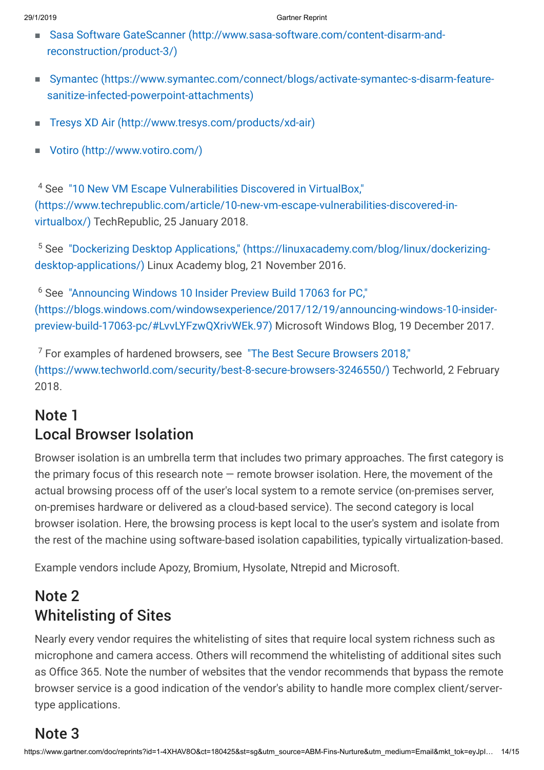- Sasa Software GateScanner (http://www.sasa-software.com/content-disarm-and-reconstruction/product-3/)
- Symantec (https://www.symantec.com/connect/blogs/activate-symantec-s-disarm-feature-sanitize-infected-powerpoint-attachments)
- Tresys XD Air (http://www.tresys.com/products/xd-air)
- Votiro (http://www.votiro.com/)

[4] See "10 New VM Escape Vulnerabilities Discovered in VirtualBox," (https://www.techrepublic.com/article/10-new-vm-escape-vulnerabilities-discovered-in-virtualbox/) TechRepublic, 25 January 2018.

[5] See "Dockerizing Desktop Applications," (https://linuxacademy.com/blog/linux/dockerizing-desktop-applications/) Linux Academy blog, 21 November 2016.

[6] See "Announcing Windows 10 Insider Preview Build 17063 for PC," (https://blogs.windows.com/windowsexperience/2017/12/19/announcing-windows-10-insider-preview-build-17063-pc/#LvvLYFzwQXrivWEk.97) Microsoft Windows Blog, 19 December 2017.

[7] For examples of hardened browsers, see "The Best Secure Browsers 2018," (https://www.techworld.com/security/best-8-secure-browsers-3246550/) Techworld, 2 February 2018.

## Note 1
## Local Browser Isolation

Browser isolation is an umbrella term that includes two primary approaches. The first category is the primary focus of this research note — remote browser isolation. Here, the movement of the actual browsing process off of the user's local system to a remote service (on-premises server, on-premises hardware or delivered as a cloud-based service). The second category is local browser isolation. Here, the browsing process is kept local to the user's system and isolate from the rest of the machine using software-based isolation capabilities, typically virtualization-based.

Example vendors include Apozy, Bromium, Hysolate, Ntrepid and Microsoft.

## Note 2
## Whitelisting of Sites

Nearly every vendor requires the whitelisting of sites that require local system richness such as microphone and camera access. Others will recommend the whitelisting of additional sites such as Office 365. Note the number of websites that the vendor recommends that bypass the remote browser service is a good indication of the vendor's ability to handle more complex client/server-type applications.

## Note 3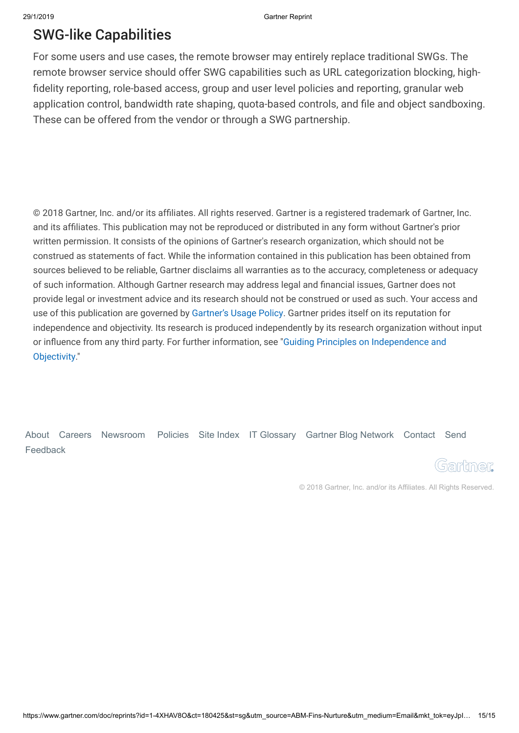## SWG-like Capabilities

For some users and use cases, the remote browser may entirely replace traditional SWGs. The remote browser service should offer SWG capabilities such as URL categorization blocking, high-fidelity reporting, role-based access, group and user level policies and reporting, granular web application control, bandwidth rate shaping, quota-based controls, and file and object sandboxing. These can be offered from the vendor or through a SWG partnership.

© 2018 Gartner, Inc. and/or its affiliates. All rights reserved. Gartner is a registered trademark of Gartner, Inc. and its affiliates. This publication may not be reproduced or distributed in any form without Gartner's prior written permission. It consists of the opinions of Gartner's research organization, which should not be construed as statements of fact. While the information contained in this publication has been obtained from sources believed to be reliable, Gartner disclaims all warranties as to the accuracy, completeness or adequacy of such information. Although Gartner research may address legal and financial issues, Gartner does not provide legal or investment advice and its research should not be construed or used as such. Your access and use of this publication are governed by Gartner's Usage Policy. Gartner prides itself on its reputation for independence and objectivity. Its research is produced independently by its research organization without input or influence from any third party. For further information, see "Guiding Principles on Independence and Objectivity."

About Careers Newsroom Policies Site Index IT Glossary Gartner Blog Network Contact Send Feedback

Gartner

© 2018 Gartner, Inc. and/or its Affiliates. All Rights Reserved.